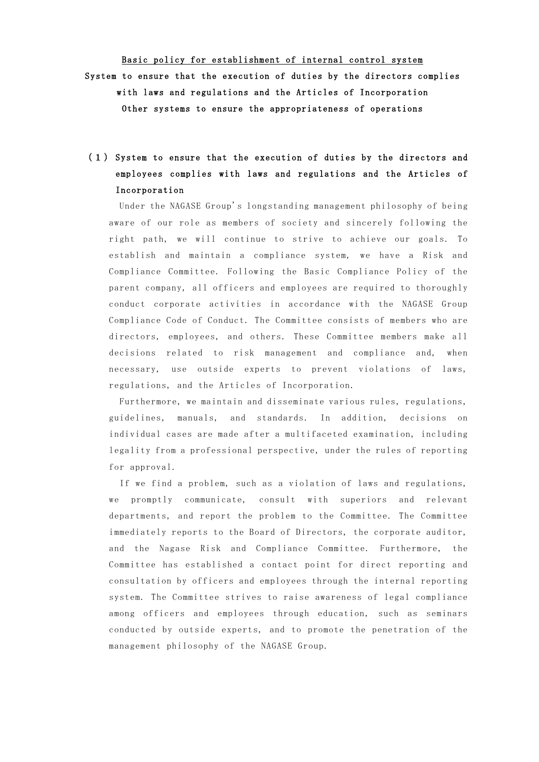# Basic policy for establishment of internal control system

**System to ensure that the execution of duties by the directors complies with laws and regulations and the Articles of Incorporation**

**Other systems to ensure the appropriateness of operations**

## （１）System to ensure that the execution of duties by the directors and employees complies with laws and regulations and the Articles of Incorporation

Under the NAGASE Group's longstanding management philosophy of being aware of our role as members of society and sincerely following the right path, we will continue to strive to achieve our goals. To establish and maintain a compliance system, we have a Risk and Compliance Committee. Following the Basic Compliance Policy of the parent company, all officers and employees are required to thoroughly conduct corporate activities in accordance with the NAGASE Group Compliance Code of Conduct. The Committee consists of members who are directors, employees, and others. These Committee members make all decisions related to risk management and compliance and, when necessary, use outside experts to prevent violations of laws, regulations, and the Articles of Incorporation.

Furthermore, we maintain and disseminate various rules, regulations, guidelines, manuals, and standards. In addition, decisions on individual cases are made after a multifaceted examination, including legality from a professional perspective, under the rules of reporting for approval.

If we find a problem, such as a violation of laws and regulations, we promptly communicate, consult with superiors and relevant departments, and report the problem to the Committee. The Committee immediately reports to the Board of Directors, the corporate auditor, and the Nagase Risk and Compliance Committee. Furthermore, the Committee has established a contact point for direct reporting and consultation by officers and employees through the internal reporting system. The Committee strives to raise awareness of legal compliance among officers and employees through education, such as seminars conducted by outside experts, and to promote the penetration of the management philosophy of the NAGASE Group.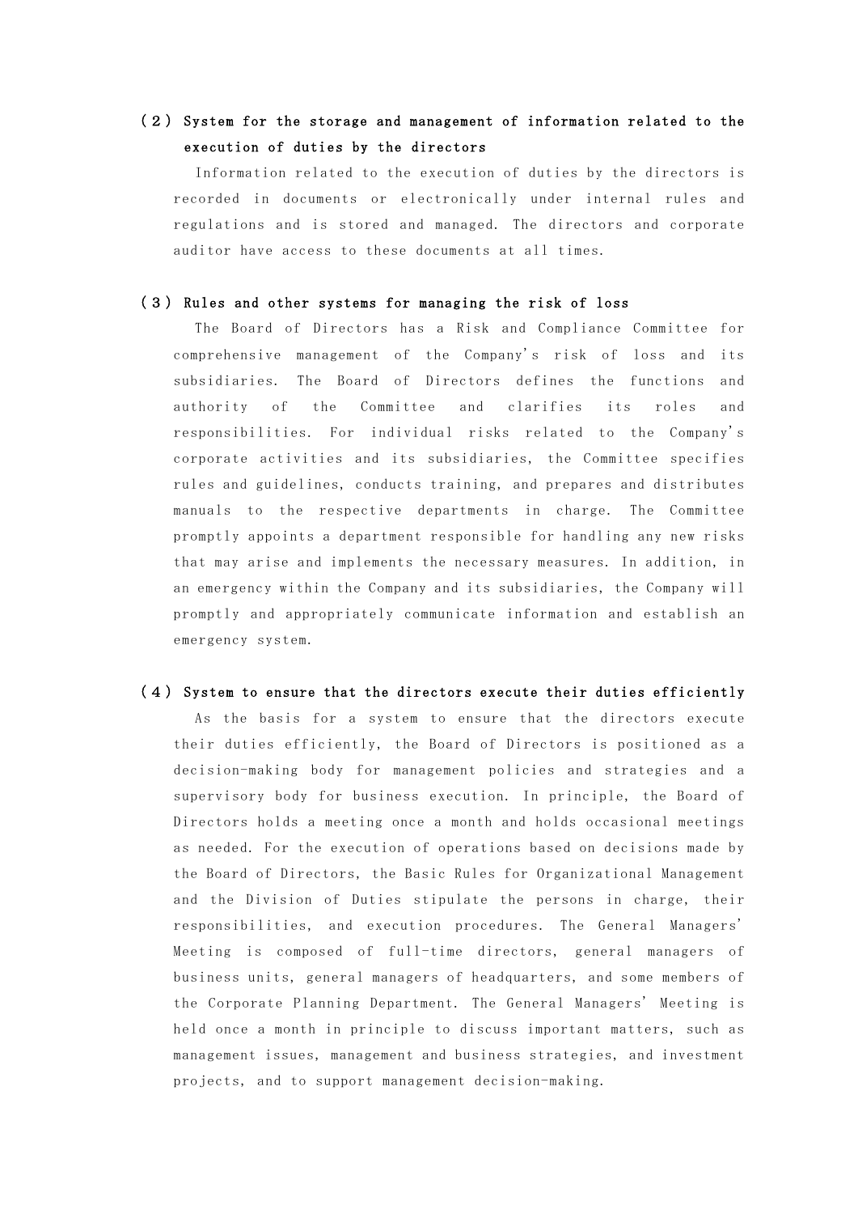### (2) System for the storage and management of information related to the execution of duties by the directors

Information related to the execution of duties by the directors is recorded in documents or electronically under internal rules and regulations and is stored and managed. The directors and corporate auditor have access to these documents at all times.

### (3) Rules and other systems for managing the risk of loss

The Board of Directors has a Risk and Compliance Committee for comprehensive management of the Company's risk of loss and its subsidiaries. The Board of Directors defines the functions and authority of the Committee and clarifies its roles and responsibilities. For individual risks related to the Company's corporate activities and its subsidiaries, the Committee specifies rules and guidelines, conducts training, and prepares and distributes manuals to the respective departments in charge. The Committee promptly appoints a department responsible for handling any new risks that may arise and implements the necessary measures. In addition, in an emergency within the Company and its subsidiaries, the Company will promptly and appropriately communicate information and establish an emergency system.

### (4) System to ensure that the directors execute their duties efficiently

As the basis for a system to ensure that the directors execute their duties efficiently, the Board of Directors is positioned as a decision-making body for management policies and strategies and a supervisory body for business execution. In principle, the Board of Directors holds a meeting once a month and holds occasional meetings as needed. For the execution of operations based on decisions made by the Board of Directors, the Basic Rules for Organizational Management and the Division of Duties stipulate the persons in charge, their responsibilities, and execution procedures. The General Managers' Meeting is composed of full-time directors, general managers of business units, general managers of headquarters, and some members of the Corporate Planning Department. The General Managers' Meeting is held once a month in principle to discuss important matters, such as management issues, management and business strategies, and investment projects, and to support management decision-making.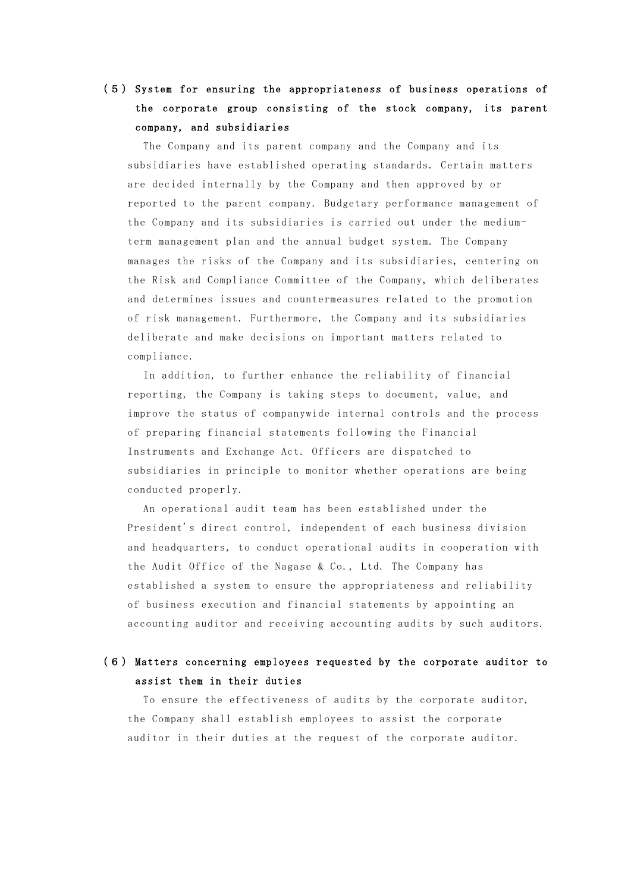### (5) System for ensuring the appropriateness of business operations of the corporate group consisting of the stock company, its parent company, and subsidiaries

The Company and its parent company and the Company and its subsidiaries have established operating standards. Certain matters are decided internally by the Company and then approved by or reported to the parent company. Budgetary performance management of the Company and its subsidiaries is carried out under the medium-term management plan and the annual budget system. The Company manages the risks of the Company and its subsidiaries, centering on the Risk and Compliance Committee of the Company, which deliberates and determines issues and countermeasures related to the promotion of risk management. Furthermore, the Company and its subsidiaries deliberate and make decisions on important matters related to compliance.

In addition, to further enhance the reliability of financial reporting, the Company is taking steps to document, value, and improve the status of companywide internal controls and the process of preparing financial statements following the Financial Instruments and Exchange Act. Officers are dispatched to subsidiaries in principle to monitor whether operations are being conducted properly.

An operational audit team has been established under the President's direct control, independent of each business division and headquarters, to conduct operational audits in cooperation with the Audit Office of the Nagase & Co., Ltd. The Company has established a system to ensure the appropriateness and reliability of business execution and financial statements by appointing an accounting auditor and receiving accounting audits by such auditors.

### (6) Matters concerning employees requested by the corporate auditor to assist them in their duties

To ensure the effectiveness of audits by the corporate auditor, the Company shall establish employees to assist the corporate auditor in their duties at the request of the corporate auditor.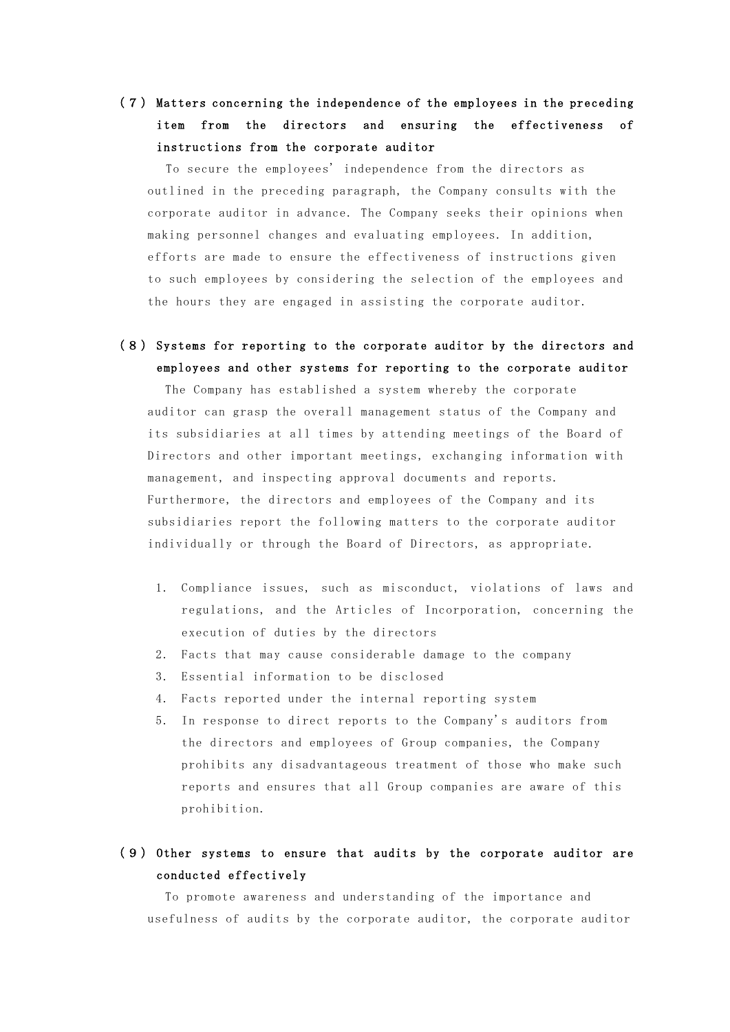### (7) Matters concerning the independence of the employees in the preceding item from the directors and ensuring the effectiveness of instructions from the corporate auditor

To secure the employees' independence from the directors as outlined in the preceding paragraph, the Company consults with the corporate auditor in advance. The Company seeks their opinions when making personnel changes and evaluating employees. In addition, efforts are made to ensure the effectiveness of instructions given to such employees by considering the selection of the employees and the hours they are engaged in assisting the corporate auditor.

### (8) Systems for reporting to the corporate auditor by the directors and employees and other systems for reporting to the corporate auditor

The Company has established a system whereby the corporate auditor can grasp the overall management status of the Company and its subsidiaries at all times by attending meetings of the Board of Directors and other important meetings, exchanging information with management, and inspecting approval documents and reports. Furthermore, the directors and employees of the Company and its subsidiaries report the following matters to the corporate auditor individually or through the Board of Directors, as appropriate.

1. Compliance issues, such as misconduct, violations of laws and regulations, and the Articles of Incorporation, concerning the execution of duties by the directors
2. Facts that may cause considerable damage to the company
3. Essential information to be disclosed
4. Facts reported under the internal reporting system
5. In response to direct reports to the Company's auditors from the directors and employees of Group companies, the Company prohibits any disadvantageous treatment of those who make such reports and ensures that all Group companies are aware of this prohibition.

### (9) Other systems to ensure that audits by the corporate auditor are conducted effectively

To promote awareness and understanding of the importance and usefulness of audits by the corporate auditor, the corporate auditor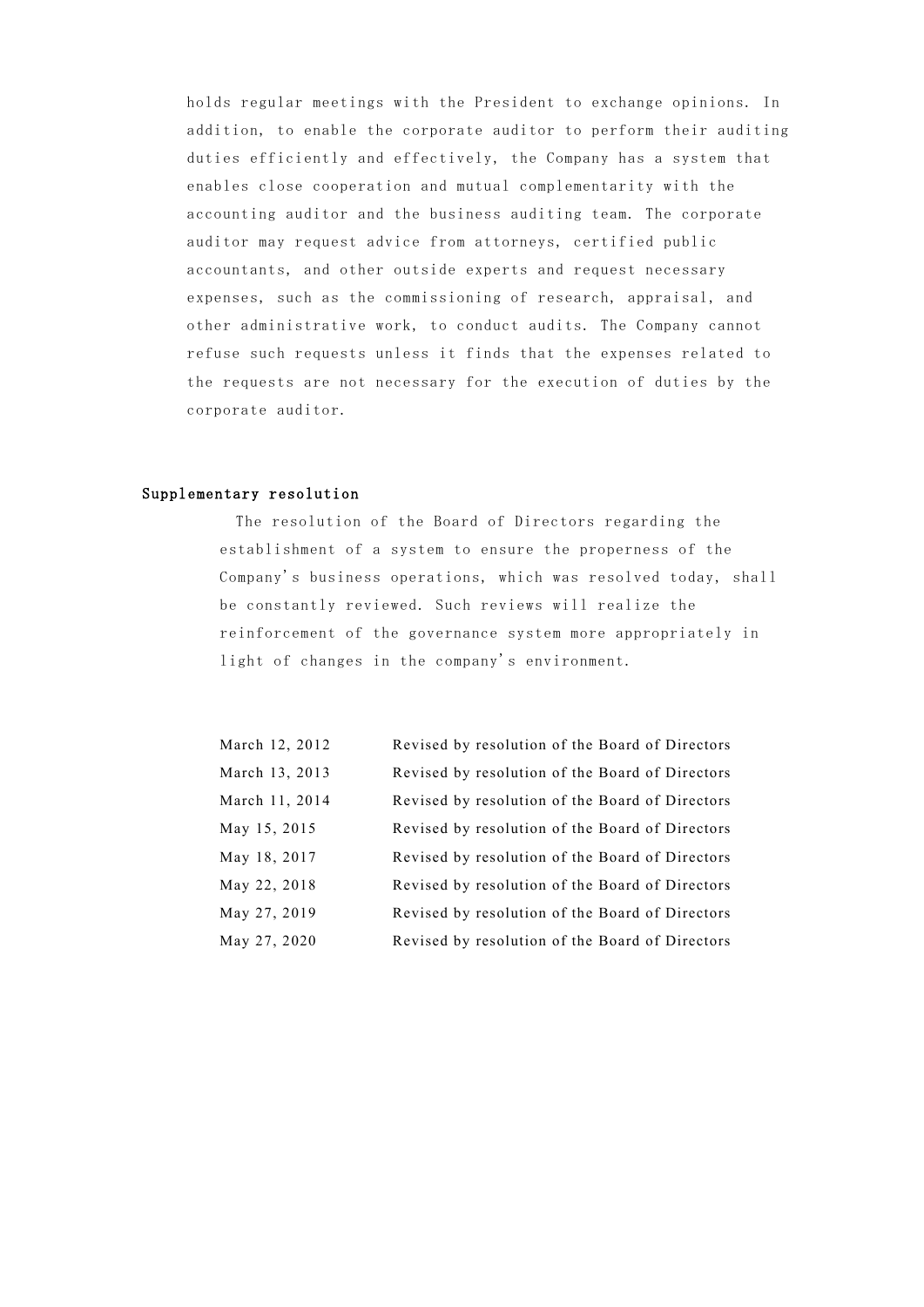holds regular meetings with the President to exchange opinions. In addition, to enable the corporate auditor to perform their auditing duties efficiently and effectively, the Company has a system that enables close cooperation and mutual complementarity with the accounting auditor and the business auditing team. The corporate auditor may request advice from attorneys, certified public accountants, and other outside experts and request necessary expenses, such as the commissioning of research, appraisal, and other administrative work, to conduct audits. The Company cannot refuse such requests unless it finds that the expenses related to the requests are not necessary for the execution of duties by the corporate auditor.

**Supplementary resolution**

The resolution of the Board of Directors regarding the establishment of a system to ensure the properness of the Company's business operations, which was resolved today, shall be constantly reviewed. Such reviews will realize the reinforcement of the governance system more appropriately in light of changes in the company's environment.

| | |
|---|---|
| March 12, 2012 | Revised by resolution of the Board of Directors |
| March 13, 2013 | Revised by resolution of the Board of Directors |
| March 11, 2014 | Revised by resolution of the Board of Directors |
| May 15, 2015 | Revised by resolution of the Board of Directors |
| May 18, 2017 | Revised by resolution of the Board of Directors |
| May 22, 2018 | Revised by resolution of the Board of Directors |
| May 27, 2019 | Revised by resolution of the Board of Directors |
| May 27, 2020 | Revised by resolution of the Board of Directors |